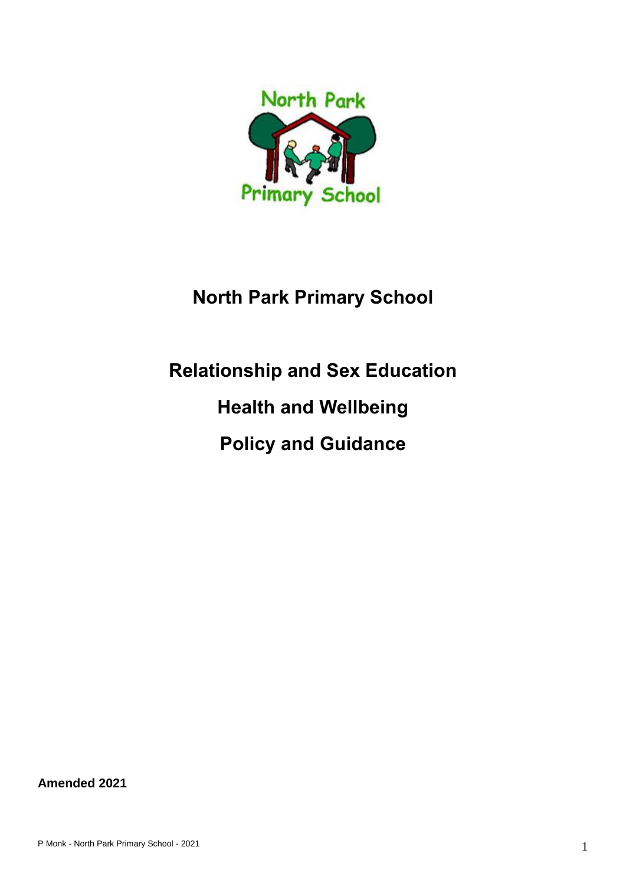# North Park Primary School

## Relationship and Sex Education

## Health and Wellbeing

## Policy and Guidance

**Amended 2021**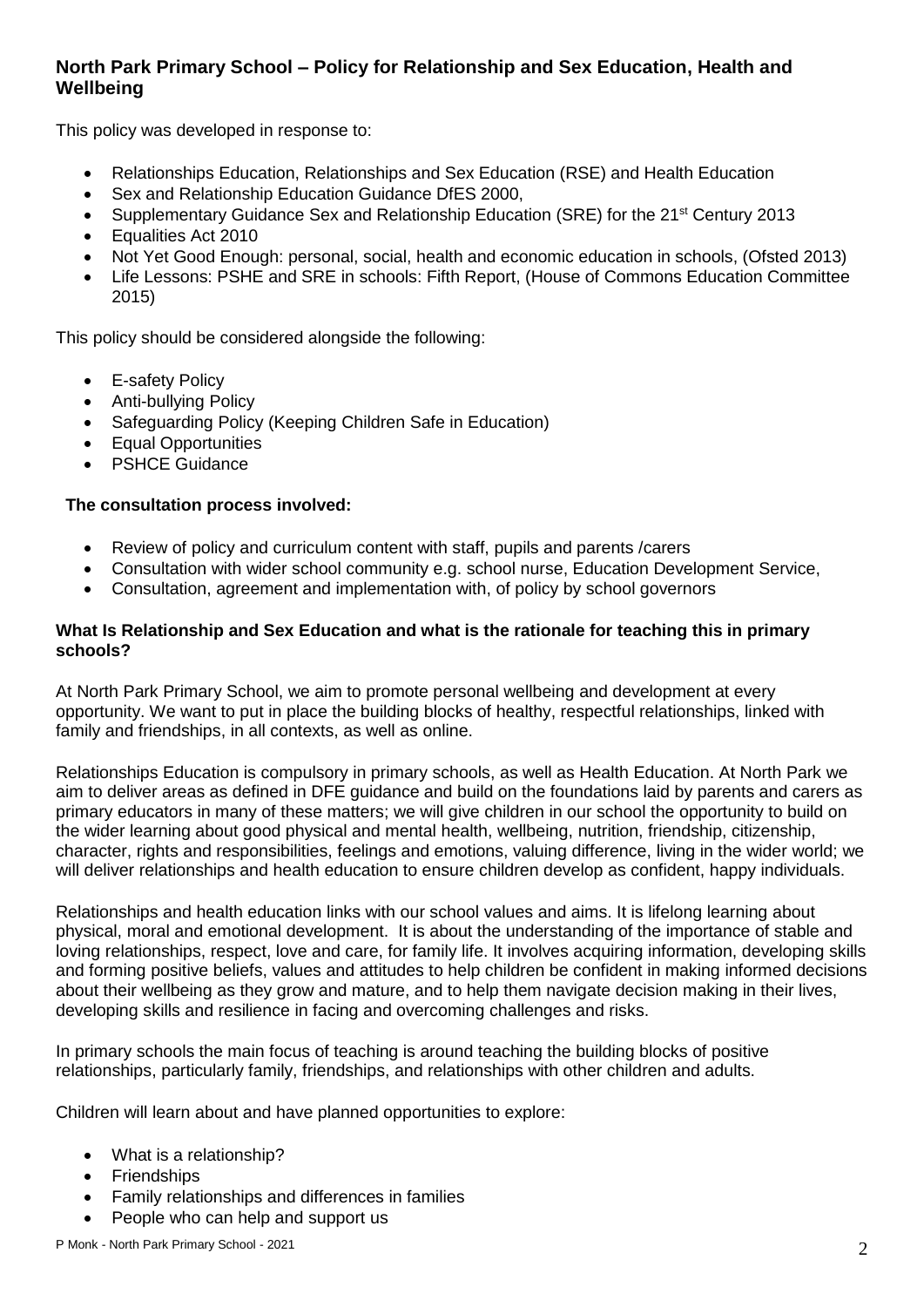## North Park Primary School – Policy for Relationship and Sex Education, Health and Wellbeing

This policy was developed in response to:

- Relationships Education, Relationships and Sex Education (RSE) and Health Education
- Sex and Relationship Education Guidance DfES 2000,
- Supplementary Guidance Sex and Relationship Education (SRE) for the 21st Century 2013
- Equalities Act 2010
- Not Yet Good Enough: personal, social, health and economic education in schools, (Ofsted 2013)
- Life Lessons: PSHE and SRE in schools: Fifth Report, (House of Commons Education Committee 2015)

This policy should be considered alongside the following:

- E-safety Policy
- Anti-bullying Policy
- Safeguarding Policy (Keeping Children Safe in Education)
- Equal Opportunities
- PSHCE Guidance

### The consultation process involved:

- Review of policy and curriculum content with staff, pupils and parents /carers
- Consultation with wider school community e.g. school nurse, Education Development Service,
- Consultation, agreement and implementation with, of policy by school governors

### What Is Relationship and Sex Education and what is the rationale for teaching this in primary schools?

At North Park Primary School, we aim to promote personal wellbeing and development at every opportunity. We want to put in place the building blocks of healthy, respectful relationships, linked with family and friendships, in all contexts, as well as online.

Relationships Education is compulsory in primary schools, as well as Health Education. At North Park we aim to deliver areas as defined in DFE guidance and build on the foundations laid by parents and carers as primary educators in many of these matters; we will give children in our school the opportunity to build on the wider learning about good physical and mental health, wellbeing, nutrition, friendship, citizenship, character, rights and responsibilities, feelings and emotions, valuing difference, living in the wider world; we will deliver relationships and health education to ensure children develop as confident, happy individuals.

Relationships and health education links with our school values and aims. It is lifelong learning about physical, moral and emotional development. It is about the understanding of the importance of stable and loving relationships, respect, love and care, for family life. It involves acquiring information, developing skills and forming positive beliefs, values and attitudes to help children be confident in making informed decisions about their wellbeing as they grow and mature, and to help them navigate decision making in their lives, developing skills and resilience in facing and overcoming challenges and risks.

In primary schools the main focus of teaching is around teaching the building blocks of positive relationships, particularly family, friendships, and relationships with other children and adults.

Children will learn about and have planned opportunities to explore:

- What is a relationship?
- Friendships
- Family relationships and differences in families
- People who can help and support us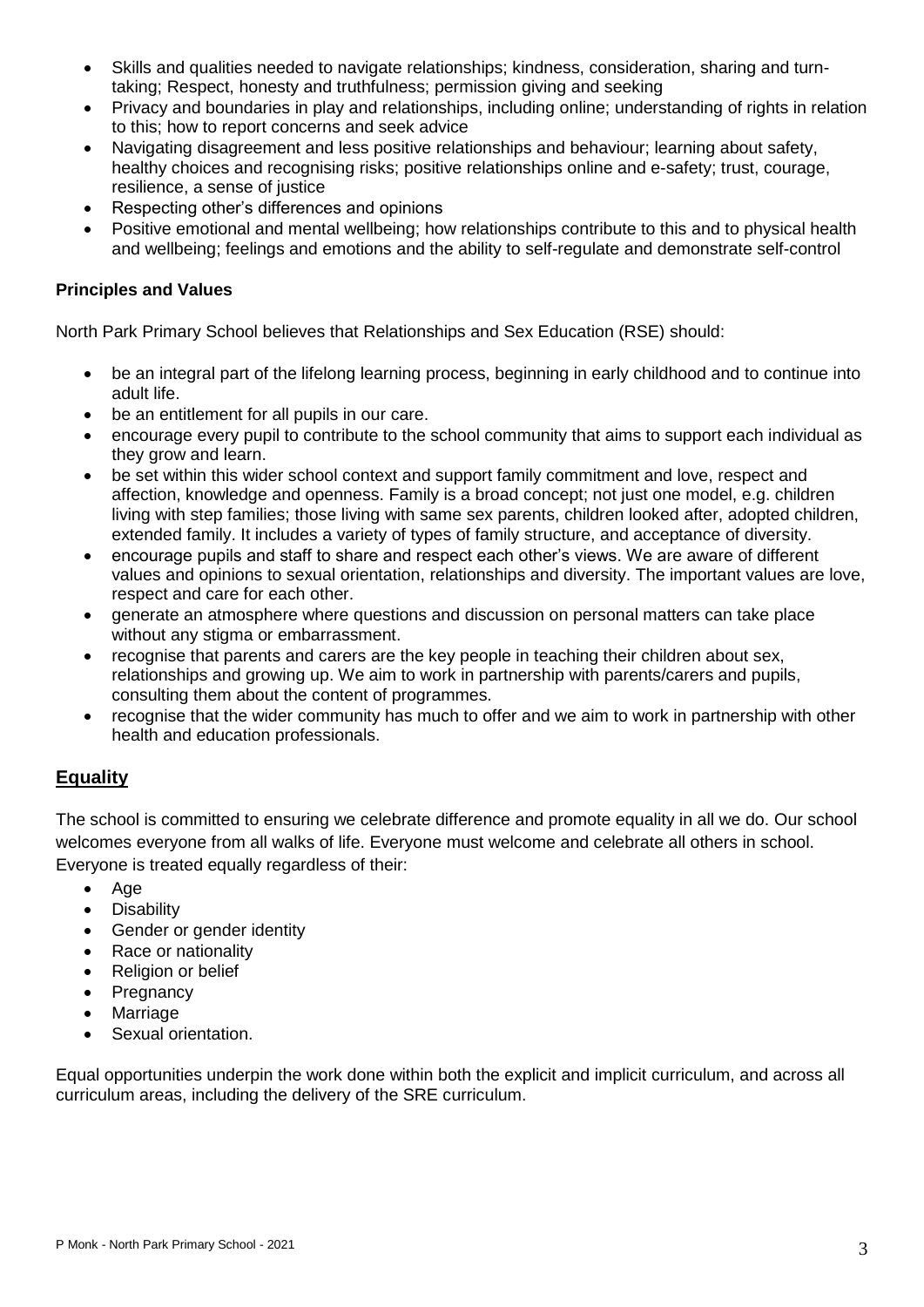- Skills and qualities needed to navigate relationships; kindness, consideration, sharing and turn-taking; Respect, honesty and truthfulness; permission giving and seeking
- Privacy and boundaries in play and relationships, including online; understanding of rights in relation to this; how to report concerns and seek advice
- Navigating disagreement and less positive relationships and behaviour; learning about safety, healthy choices and recognising risks; positive relationships online and e-safety; trust, courage, resilience, a sense of justice
- Respecting other's differences and opinions
- Positive emotional and mental wellbeing; how relationships contribute to this and to physical health and wellbeing; feelings and emotions and the ability to self-regulate and demonstrate self-control

**Principles and Values**

North Park Primary School believes that Relationships and Sex Education (RSE) should:

- be an integral part of the lifelong learning process, beginning in early childhood and to continue into adult life.
- be an entitlement for all pupils in our care.
- encourage every pupil to contribute to the school community that aims to support each individual as they grow and learn.
- be set within this wider school context and support family commitment and love, respect and affection, knowledge and openness. Family is a broad concept; not just one model, e.g. children living with step families; those living with same sex parents, children looked after, adopted children, extended family. It includes a variety of types of family structure, and acceptance of diversity.
- encourage pupils and staff to share and respect each other's views. We are aware of different values and opinions to sexual orientation, relationships and diversity. The important values are love, respect and care for each other.
- generate an atmosphere where questions and discussion on personal matters can take place without any stigma or embarrassment.
- recognise that parents and carers are the key people in teaching their children about sex, relationships and growing up. We aim to work in partnership with parents/carers and pupils, consulting them about the content of programmes.
- recognise that the wider community has much to offer and we aim to work in partnership with other health and education professionals.

## Equality

The school is committed to ensuring we celebrate difference and promote equality in all we do. Our school welcomes everyone from all walks of life. Everyone must welcome and celebrate all others in school. Everyone is treated equally regardless of their:

- Age
- Disability
- Gender or gender identity
- Race or nationality
- Religion or belief
- Pregnancy
- Marriage
- Sexual orientation.

Equal opportunities underpin the work done within both the explicit and implicit curriculum, and across all curriculum areas, including the delivery of the SRE curriculum.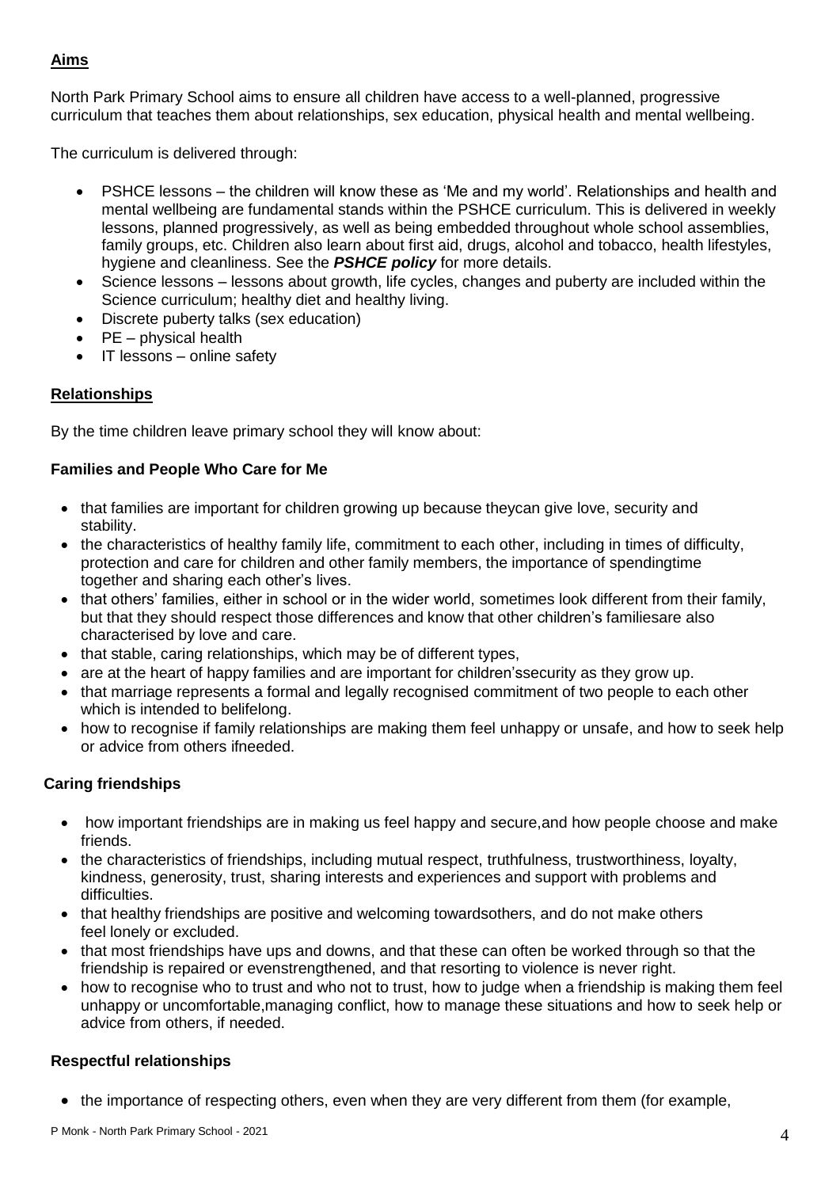## Aims

North Park Primary School aims to ensure all children have access to a well-planned, progressive curriculum that teaches them about relationships, sex education, physical health and mental wellbeing.

The curriculum is delivered through:

- PSHCE lessons – the children will know these as 'Me and my world'. Relationships and health and mental wellbeing are fundamental stands within the PSHCE curriculum. This is delivered in weekly lessons, planned progressively, as well as being embedded throughout whole school assemblies, family groups, etc. Children also learn about first aid, drugs, alcohol and tobacco, health lifestyles, hygiene and cleanliness. See the ***PSHCE policy*** for more details.
- Science lessons – lessons about growth, life cycles, changes and puberty are included within the Science curriculum; healthy diet and healthy living.
- Discrete puberty talks (sex education)
- PE – physical health
- IT lessons – online safety

## Relationships

By the time children leave primary school they will know about:

### Families and People Who Care for Me

- that families are important for children growing up because theycan give love, security and stability.
- the characteristics of healthy family life, commitment to each other, including in times of difficulty, protection and care for children and other family members, the importance of spendingtime together and sharing each other's lives.
- that others' families, either in school or in the wider world, sometimes look different from their family, but that they should respect those differences and know that other children's familiesare also characterised by love and care.
- that stable, caring relationships, which may be of different types,
- are at the heart of happy families and are important for children'ssecurity as they grow up.
- that marriage represents a formal and legally recognised commitment of two people to each other which is intended to belifelong.
- how to recognise if family relationships are making them feel unhappy or unsafe, and how to seek help or advice from others ifneeded.

### Caring friendships

- how important friendships are in making us feel happy and secure,and how people choose and make friends.
- the characteristics of friendships, including mutual respect, truthfulness, trustworthiness, loyalty, kindness, generosity, trust, sharing interests and experiences and support with problems and difficulties.
- that healthy friendships are positive and welcoming towardsothers, and do not make others feel lonely or excluded.
- that most friendships have ups and downs, and that these can often be worked through so that the friendship is repaired or evenstrengthened, and that resorting to violence is never right.
- how to recognise who to trust and who not to trust, how to judge when a friendship is making them feel unhappy or uncomfortable,managing conflict, how to manage these situations and how to seek help or advice from others, if needed.

### Respectful relationships

- the importance of respecting others, even when they are very different from them (for example,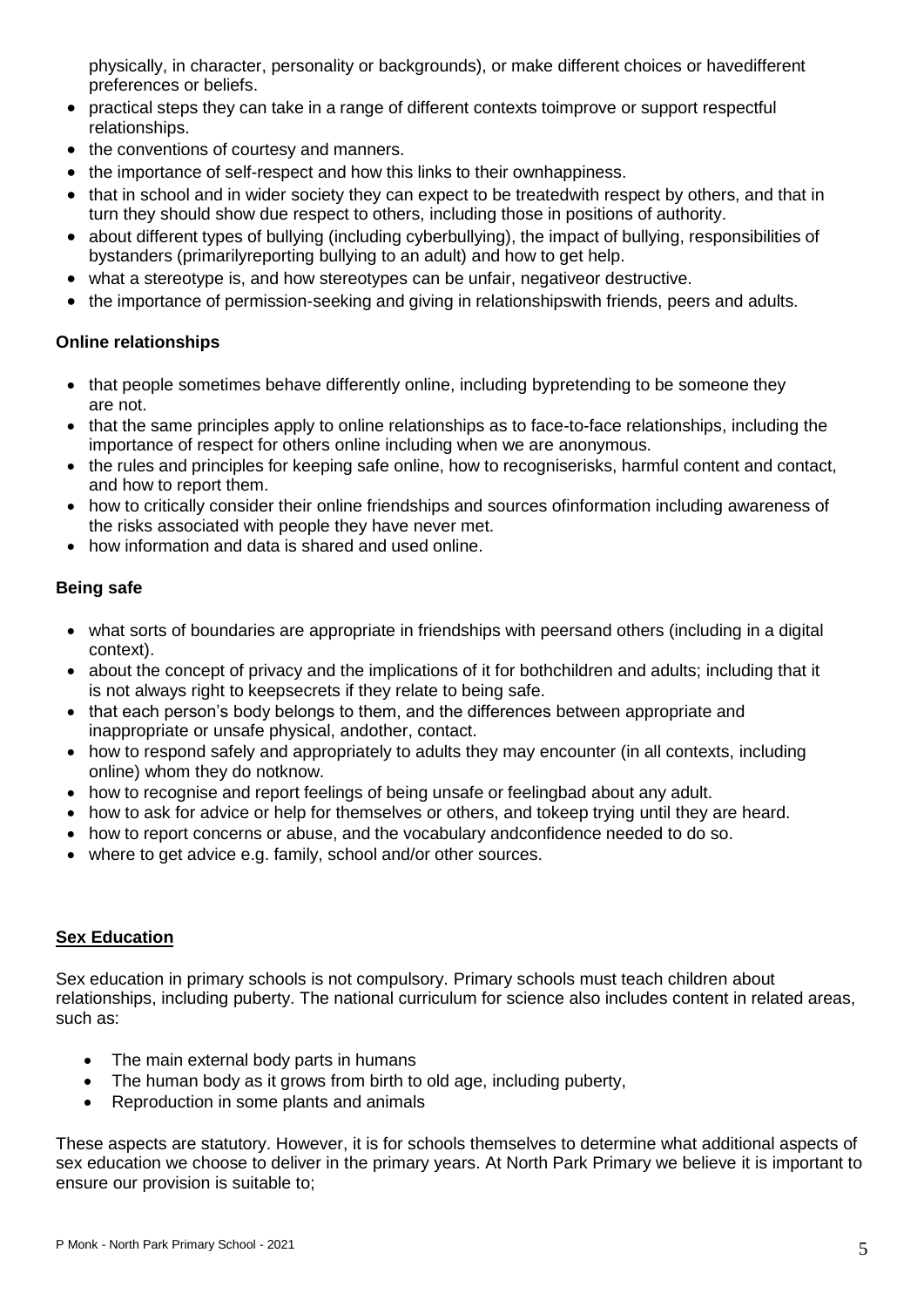physically, in character, personality or backgrounds), or make different choices or havedifferent preferences or beliefs.

- practical steps they can take in a range of different contexts toimprove or support respectful relationships.
- the conventions of courtesy and manners.
- the importance of self-respect and how this links to their ownhappiness.
- that in school and in wider society they can expect to be treatedwith respect by others, and that in turn they should show due respect to others, including those in positions of authority.
- about different types of bullying (including cyberbullying), the impact of bullying, responsibilities of bystanders (primarilyreporting bullying to an adult) and how to get help.
- what a stereotype is, and how stereotypes can be unfair, negativeor destructive.
- the importance of permission-seeking and giving in relationshipswith friends, peers and adults.

**Online relationships**

- that people sometimes behave differently online, including bypretending to be someone they are not.
- that the same principles apply to online relationships as to face-to-face relationships, including the importance of respect for others online including when we are anonymous.
- the rules and principles for keeping safe online, how to recogniserisks, harmful content and contact, and how to report them.
- how to critically consider their online friendships and sources ofinformation including awareness of the risks associated with people they have never met.
- how information and data is shared and used online.

**Being safe**

- what sorts of boundaries are appropriate in friendships with peersand others (including in a digital context).
- about the concept of privacy and the implications of it for bothchildren and adults; including that it is not always right to keepsecrets if they relate to being safe.
- that each person's body belongs to them, and the differences between appropriate and inappropriate or unsafe physical, andother, contact.
- how to respond safely and appropriately to adults they may encounter (in all contexts, including online) whom they do notknow.
- how to recognise and report feelings of being unsafe or feelingbad about any adult.
- how to ask for advice or help for themselves or others, and tokeep trying until they are heard.
- how to report concerns or abuse, and the vocabulary andconfidence needed to do so.
- where to get advice e.g. family, school and/or other sources.

**Sex Education**

Sex education in primary schools is not compulsory. Primary schools must teach children about relationships, including puberty. The national curriculum for science also includes content in related areas, such as:

- The main external body parts in humans
- The human body as it grows from birth to old age, including puberty,
- Reproduction in some plants and animals

These aspects are statutory. However, it is for schools themselves to determine what additional aspects of sex education we choose to deliver in the primary years. At North Park Primary we believe it is important to ensure our provision is suitable to;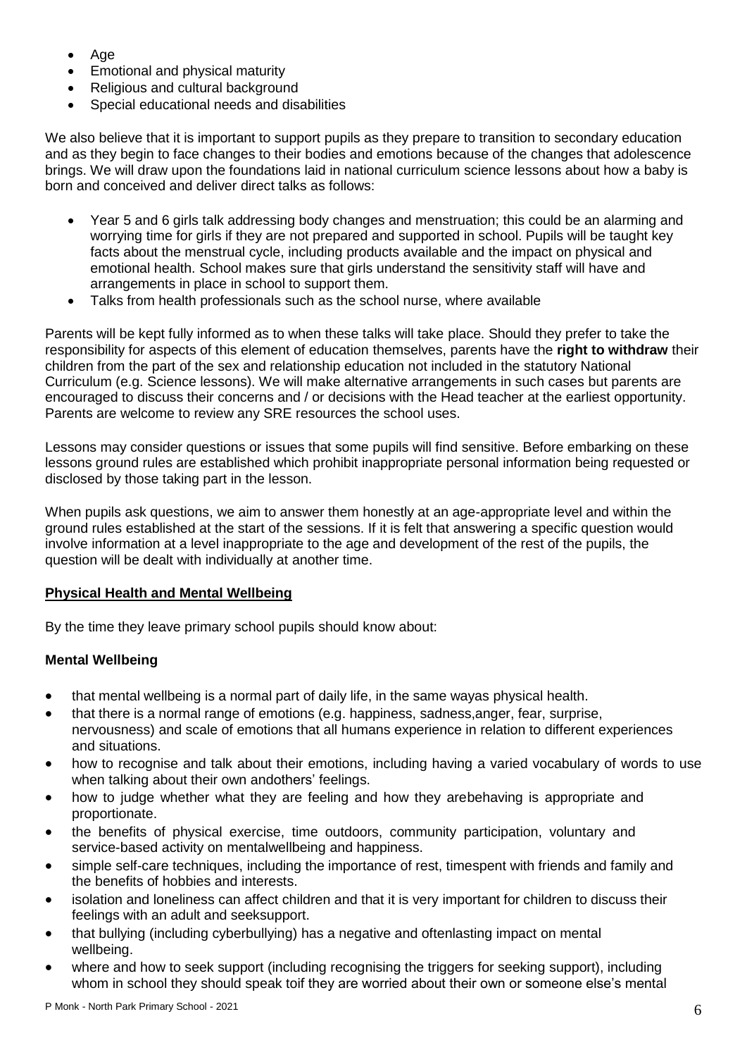- Age
- Emotional and physical maturity
- Religious and cultural background
- Special educational needs and disabilities

We also believe that it is important to support pupils as they prepare to transition to secondary education and as they begin to face changes to their bodies and emotions because of the changes that adolescence brings. We will draw upon the foundations laid in national curriculum science lessons about how a baby is born and conceived and deliver direct talks as follows:

- Year 5 and 6 girls talk addressing body changes and menstruation; this could be an alarming and worrying time for girls if they are not prepared and supported in school. Pupils will be taught key facts about the menstrual cycle, including products available and the impact on physical and emotional health. School makes sure that girls understand the sensitivity staff will have and arrangements in place in school to support them.
- Talks from health professionals such as the school nurse, where available

Parents will be kept fully informed as to when these talks will take place. Should they prefer to take the responsibility for aspects of this element of education themselves, parents have the **right to withdraw** their children from the part of the sex and relationship education not included in the statutory National Curriculum (e.g. Science lessons). We will make alternative arrangements in such cases but parents are encouraged to discuss their concerns and / or decisions with the Head teacher at the earliest opportunity. Parents are welcome to review any SRE resources the school uses.

Lessons may consider questions or issues that some pupils will find sensitive. Before embarking on these lessons ground rules are established which prohibit inappropriate personal information being requested or disclosed by those taking part in the lesson.

When pupils ask questions, we aim to answer them honestly at an age-appropriate level and within the ground rules established at the start of the sessions. If it is felt that answering a specific question would involve information at a level inappropriate to the age and development of the rest of the pupils, the question will be dealt with individually at another time.

## Physical Health and Mental Wellbeing

By the time they leave primary school pupils should know about:

### Mental Wellbeing

- that mental wellbeing is a normal part of daily life, in the same wayas physical health.
- that there is a normal range of emotions (e.g. happiness, sadness,anger, fear, surprise, nervousness) and scale of emotions that all humans experience in relation to different experiences and situations.
- how to recognise and talk about their emotions, including having a varied vocabulary of words to use when talking about their own andothers' feelings.
- how to judge whether what they are feeling and how they arebehaving is appropriate and proportionate.
- the benefits of physical exercise, time outdoors, community participation, voluntary and service-based activity on mentalwellbeing and happiness.
- simple self-care techniques, including the importance of rest, timespent with friends and family and the benefits of hobbies and interests.
- isolation and loneliness can affect children and that it is very important for children to discuss their feelings with an adult and seeksupport.
- that bullying (including cyberbullying) has a negative and oftenlasting impact on mental wellbeing.
- where and how to seek support (including recognising the triggers for seeking support), including whom in school they should speak toif they are worried about their own or someone else's mental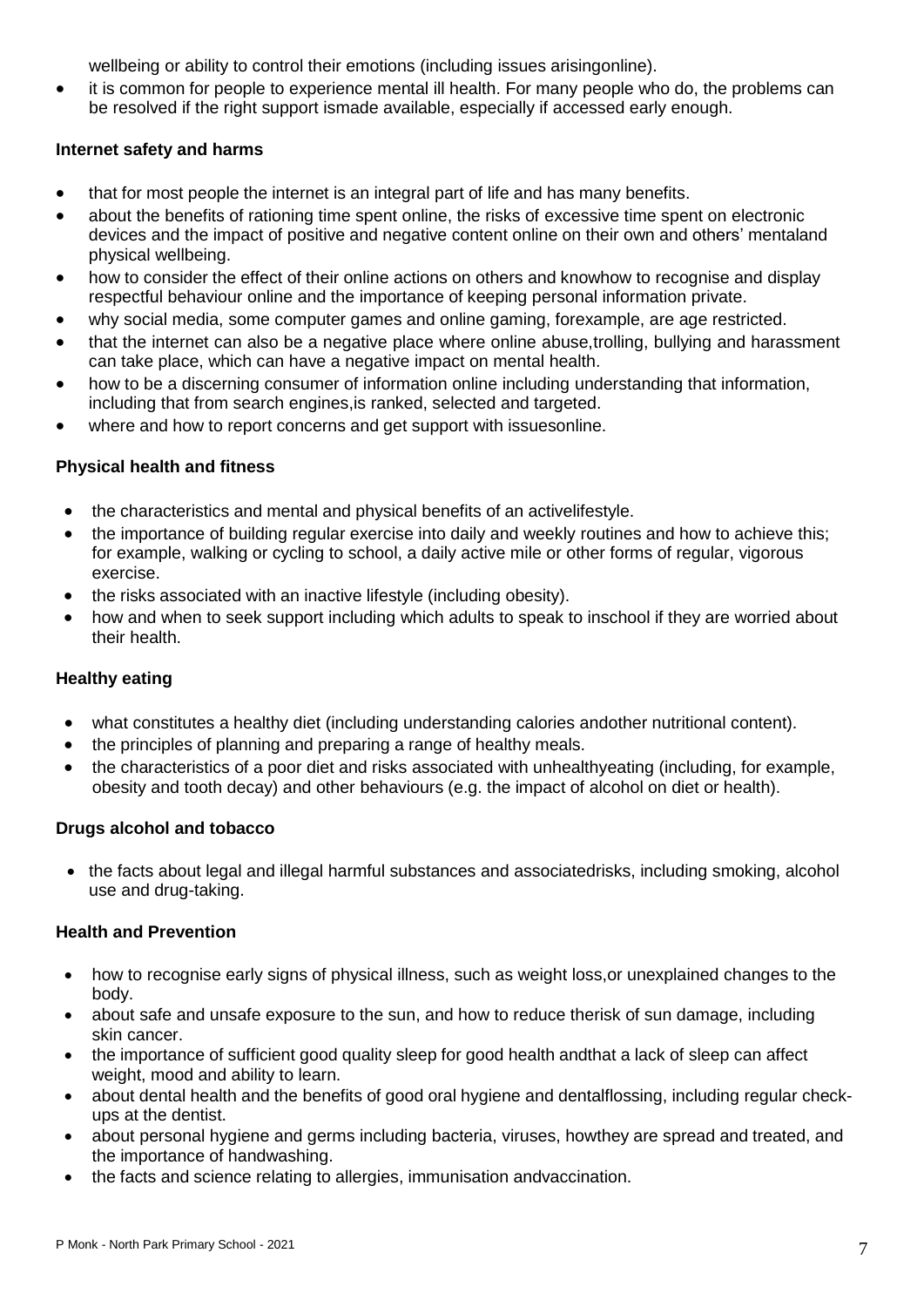wellbeing or ability to control their emotions (including issues arisingonline).

- it is common for people to experience mental ill health. For many people who do, the problems can be resolved if the right support ismade available, especially if accessed early enough.

**Internet safety and harms**

- that for most people the internet is an integral part of life and has many benefits.
- about the benefits of rationing time spent online, the risks of excessive time spent on electronic devices and the impact of positive and negative content online on their own and others' mentaland physical wellbeing.
- how to consider the effect of their online actions on others and knowhow to recognise and display respectful behaviour online and the importance of keeping personal information private.
- why social media, some computer games and online gaming, forexample, are age restricted.
- that the internet can also be a negative place where online abuse,trolling, bullying and harassment can take place, which can have a negative impact on mental health.
- how to be a discerning consumer of information online including understanding that information, including that from search engines,is ranked, selected and targeted.
- where and how to report concerns and get support with issuesonline.

**Physical health and fitness**

- the characteristics and mental and physical benefits of an activelifestyle.
- the importance of building regular exercise into daily and weekly routines and how to achieve this; for example, walking or cycling to school, a daily active mile or other forms of regular, vigorous exercise.
- the risks associated with an inactive lifestyle (including obesity).
- how and when to seek support including which adults to speak to inschool if they are worried about their health.

**Healthy eating**

- what constitutes a healthy diet (including understanding calories andother nutritional content).
- the principles of planning and preparing a range of healthy meals.
- the characteristics of a poor diet and risks associated with unhealthyeating (including, for example, obesity and tooth decay) and other behaviours (e.g. the impact of alcohol on diet or health).

**Drugs alcohol and tobacco**

- the facts about legal and illegal harmful substances and associatedrisks, including smoking, alcohol use and drug-taking.

**Health and Prevention**

- how to recognise early signs of physical illness, such as weight loss,or unexplained changes to the body.
- about safe and unsafe exposure to the sun, and how to reduce therisk of sun damage, including skin cancer.
- the importance of sufficient good quality sleep for good health andthat a lack of sleep can affect weight, mood and ability to learn.
- about dental health and the benefits of good oral hygiene and dentalflossing, including regular check-ups at the dentist.
- about personal hygiene and germs including bacteria, viruses, howthey are spread and treated, and the importance of handwashing.
- the facts and science relating to allergies, immunisation andvaccination.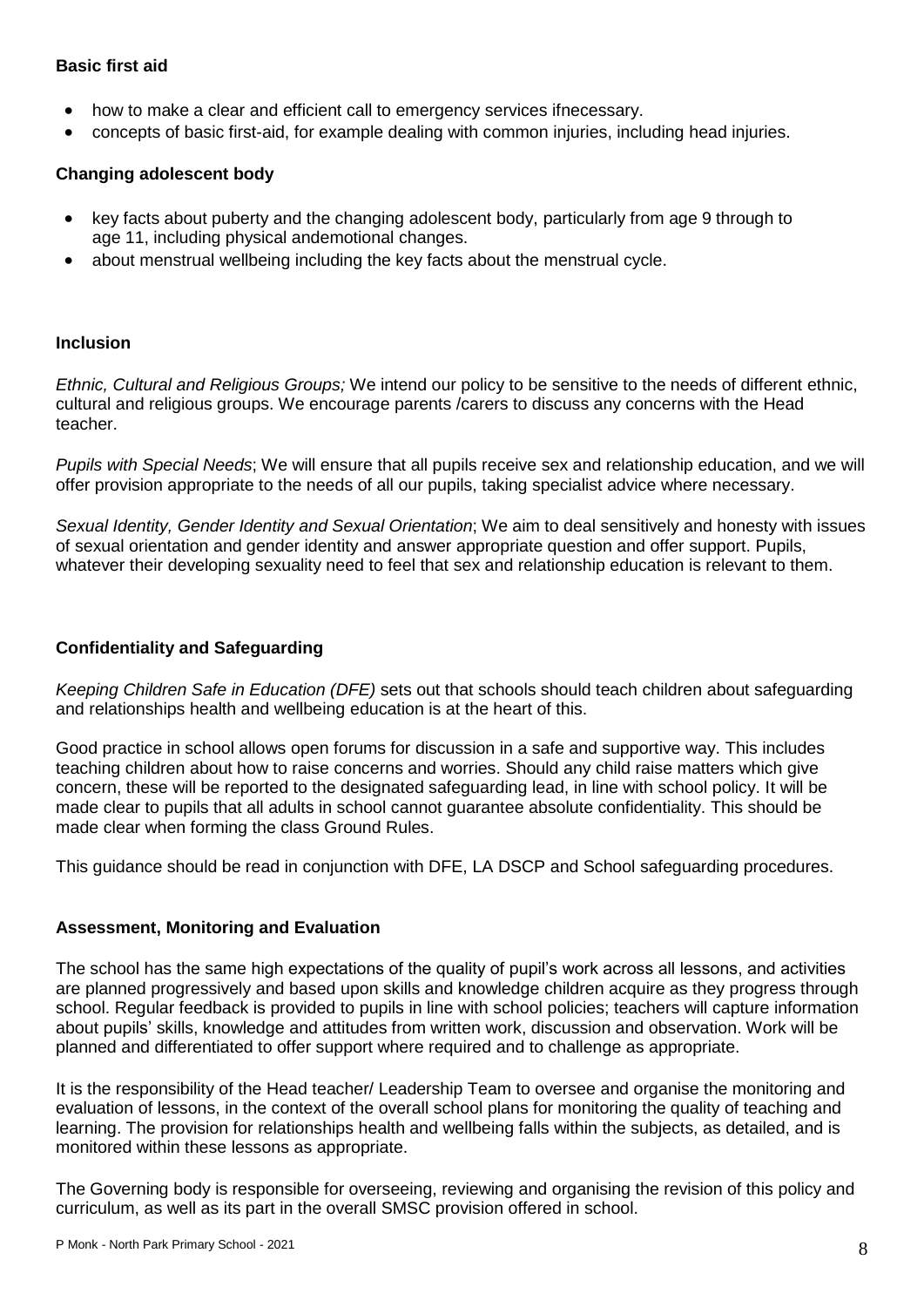**Basic first aid**

- how to make a clear and efficient call to emergency services ifnecessary.
- concepts of basic first-aid, for example dealing with common injuries, including head injuries.

**Changing adolescent body**

- key facts about puberty and the changing adolescent body, particularly from age 9 through to age 11, including physical andemotional changes.
- about menstrual wellbeing including the key facts about the menstrual cycle.

**Inclusion**

*Ethnic, Cultural and Religious Groups;* We intend our policy to be sensitive to the needs of different ethnic, cultural and religious groups. We encourage parents /carers to discuss any concerns with the Head teacher.

*Pupils with Special Needs*; We will ensure that all pupils receive sex and relationship education, and we will offer provision appropriate to the needs of all our pupils, taking specialist advice where necessary.

*Sexual Identity, Gender Identity and Sexual Orientation*; We aim to deal sensitively and honesty with issues of sexual orientation and gender identity and answer appropriate question and offer support. Pupils, whatever their developing sexuality need to feel that sex and relationship education is relevant to them.

**Confidentiality and Safeguarding**

*Keeping Children Safe in Education (DFE)* sets out that schools should teach children about safeguarding and relationships health and wellbeing education is at the heart of this.

Good practice in school allows open forums for discussion in a safe and supportive way. This includes teaching children about how to raise concerns and worries. Should any child raise matters which give concern, these will be reported to the designated safeguarding lead, in line with school policy. It will be made clear to pupils that all adults in school cannot guarantee absolute confidentiality. This should be made clear when forming the class Ground Rules.

This guidance should be read in conjunction with DFE, LA DSCP and School safeguarding procedures.

**Assessment, Monitoring and Evaluation**

The school has the same high expectations of the quality of pupil's work across all lessons, and activities are planned progressively and based upon skills and knowledge children acquire as they progress through school. Regular feedback is provided to pupils in line with school policies; teachers will capture information about pupils' skills, knowledge and attitudes from written work, discussion and observation. Work will be planned and differentiated to offer support where required and to challenge as appropriate.

It is the responsibility of the Head teacher/ Leadership Team to oversee and organise the monitoring and evaluation of lessons, in the context of the overall school plans for monitoring the quality of teaching and learning. The provision for relationships health and wellbeing falls within the subjects, as detailed, and is monitored within these lessons as appropriate.

The Governing body is responsible for overseeing, reviewing and organising the revision of this policy and curriculum, as well as its part in the overall SMSC provision offered in school.